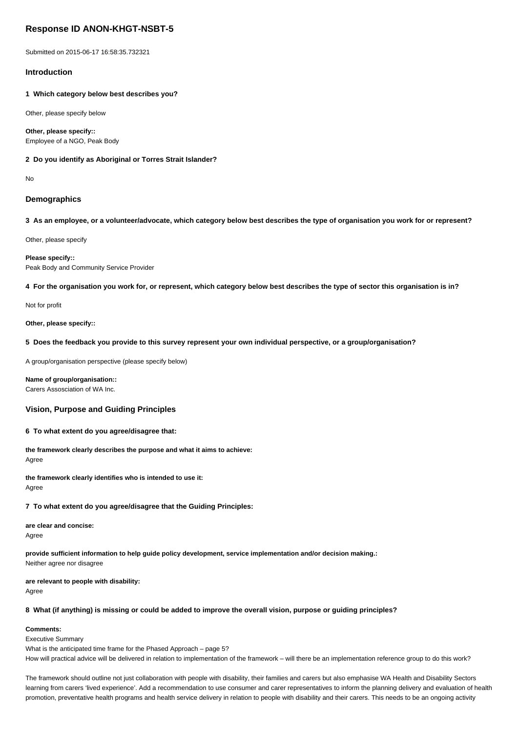# Response ID ANON-KHGT-NSBT-5

Submitted on 2015-06-17 16:58:35.732321

## Introduction

**1 Which category below best describes you?**

Other, please specify below

**Other, please specify::**
Employee of a NGO, Peak Body

**2 Do you identify as Aboriginal or Torres Strait Islander?**

No

## Demographics

**3 As an employee, or a volunteer/advocate, which category below best describes the type of organisation you work for or represent?**

Other, please specify

**Please specify::**
Peak Body and Community Service Provider

**4 For the organisation you work for, or represent, which category below best describes the type of sector this organisation is in?**

Not for profit

**Other, please specify::**

**5 Does the feedback you provide to this survey represent your own individual perspective, or a group/organisation?**

A group/organisation perspective (please specify below)

**Name of group/organisation::**
Carers Assosciation of WA Inc.

## Vision, Purpose and Guiding Principles

**6 To what extent do you agree/disagree that:**

**the framework clearly describes the purpose and what it aims to achieve:**
Agree

**the framework clearly identifies who is intended to use it:**
Agree

**7 To what extent do you agree/disagree that the Guiding Principles:**

**are clear and concise:**
Agree

**provide sufficient information to help guide policy development, service implementation and/or decision making.:**
Neither agree nor disagree

**are relevant to people with disability:**
Agree

**8 What (if anything) is missing or could be added to improve the overall vision, purpose or guiding principles?**

**Comments:**
Executive Summary
What is the anticipated time frame for the Phased Approach – page 5?
How will practical advice will be delivered in relation to implementation of the framework – will there be an implementation reference group to do this work?

The framework should outline not just collaboration with people with disability, their families and carers but also emphasise WA Health and Disability Sectors learning from carers 'lived experience'. Add a recommendation to use consumer and carer representatives to inform the planning delivery and evaluation of health promotion, preventative health programs and health service delivery in relation to people with disability and their carers. This needs to be an ongoing activity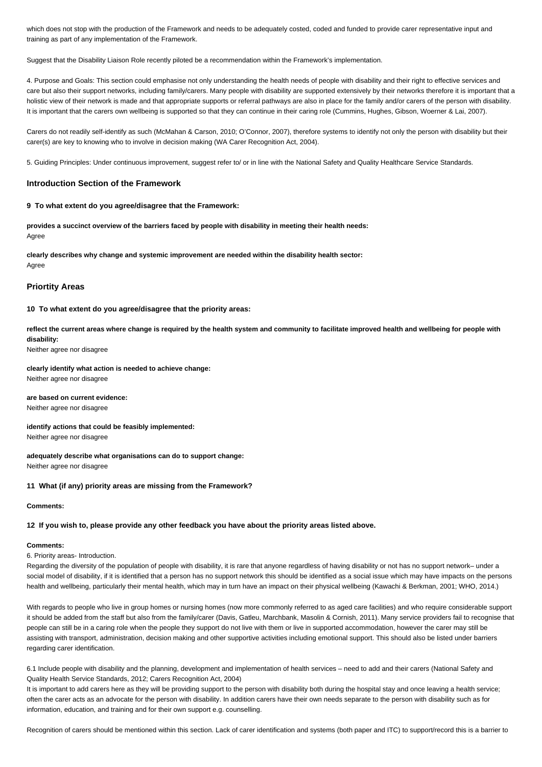which does not stop with the production of the Framework and needs to be adequately costed, coded and funded to provide carer representative input and training as part of any implementation of the Framework.

Suggest that the Disability Liaison Role recently piloted be a recommendation within the Framework's implementation.

4. Purpose and Goals: This section could emphasise not only understanding the health needs of people with disability and their right to effective services and care but also their support networks, including family/carers. Many people with disability are supported extensively by their networks therefore it is important that a holistic view of their network is made and that appropriate supports or referral pathways are also in place for the family and/or carers of the person with disability. It is important that the carers own wellbeing is supported so that they can continue in their caring role (Cummins, Hughes, Gibson, Woerner & Lai, 2007).

Carers do not readily self-identify as such (McMahan & Carson, 2010; O'Connor, 2007), therefore systems to identify not only the person with disability but their carer(s) are key to knowing who to involve in decision making (WA Carer Recognition Act, 2004).

5. Guiding Principles: Under continuous improvement, suggest refer to/ or in line with the National Safety and Quality Healthcare Service Standards.

### Introduction Section of the Framework

**9 To what extent do you agree/disagree that the Framework:**

**provides a succinct overview of the barriers faced by people with disability in meeting their health needs:**
Agree

**clearly describes why change and systemic improvement are needed within the disability health sector:**
Agree

### Priortity Areas

**10 To what extent do you agree/disagree that the priority areas:**

**reflect the current areas where change is required by the health system and community to facilitate improved health and wellbeing for people with disability:**
Neither agree nor disagree

**clearly identify what action is needed to achieve change:**
Neither agree nor disagree

**are based on current evidence:**
Neither agree nor disagree

**identify actions that could be feasibly implemented:**
Neither agree nor disagree

**adequately describe what organisations can do to support change:**
Neither agree nor disagree

**11 What (if any) priority areas are missing from the Framework?**

**Comments:**

**12 If you wish to, please provide any other feedback you have about the priority areas listed above.**

**Comments:**

6. Priority areas- Introduction.
Regarding the diversity of the population of people with disability, it is rare that anyone regardless of having disability or not has no support network– under a social model of disability, if it is identified that a person has no support network this should be identified as a social issue which may have impacts on the persons health and wellbeing, particularly their mental health, which may in turn have an impact on their physical wellbeing (Kawachi & Berkman, 2001; WHO, 2014.)

With regards to people who live in group homes or nursing homes (now more commonly referred to as aged care facilities) and who require considerable support it should be added from the staff but also from the family/carer (Davis, Gatleu, Marchbank, Masolin & Cornish, 2011). Many service providers fail to recognise that people can still be in a caring role when the people they support do not live with them or live in supported accommodation, however the carer may still be assisting with transport, administration, decision making and other supportive activities including emotional support. This should also be listed under barriers regarding carer identification.

6.1 Include people with disability and the planning, development and implementation of health services – need to add and their carers (National Safety and Quality Health Service Standards, 2012; Carers Recognition Act, 2004)
It is important to add carers here as they will be providing support to the person with disability both during the hospital stay and once leaving a health service; often the carer acts as an advocate for the person with disability. In addition carers have their own needs separate to the person with disability such as for information, education, and training and for their own support e.g. counselling.

Recognition of carers should be mentioned within this section. Lack of carer identification and systems (both paper and ITC) to support/record this is a barrier to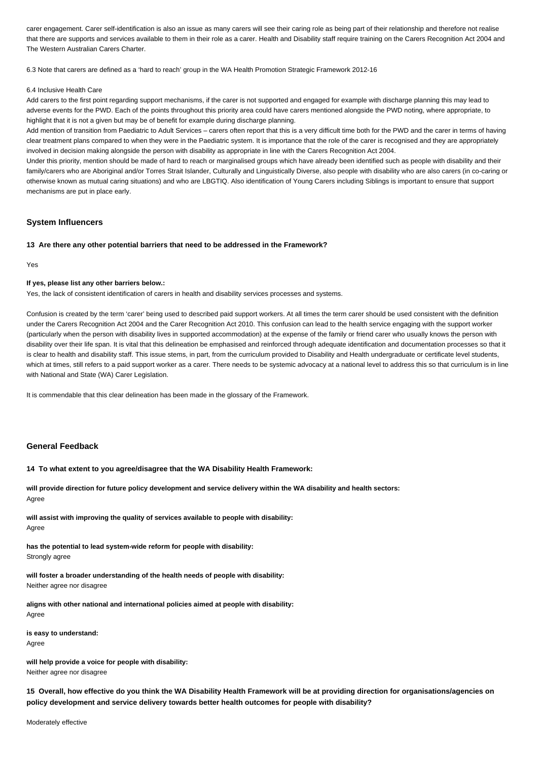carer engagement. Carer self-identification is also an issue as many carers will see their caring role as being part of their relationship and therefore not realise that there are supports and services available to them in their role as a carer. Health and Disability staff require training on the Carers Recognition Act 2004 and The Western Australian Carers Charter.

6.3 Note that carers are defined as a 'hard to reach' group in the WA Health Promotion Strategic Framework 2012-16

6.4 Inclusive Health Care
Add carers to the first point regarding support mechanisms, if the carer is not supported and engaged for example with discharge planning this may lead to adverse events for the PWD. Each of the points throughout this priority area could have carers mentioned alongside the PWD noting, where appropriate, to highlight that it is not a given but may be of benefit for example during discharge planning.
Add mention of transition from Paediatric to Adult Services – carers often report that this is a very difficult time both for the PWD and the carer in terms of having clear treatment plans compared to when they were in the Paediatric system. It is importance that the role of the carer is recognised and they are appropriately involved in decision making alongside the person with disability as appropriate in line with the Carers Recognition Act 2004.
Under this priority, mention should be made of hard to reach or marginalised groups which have already been identified such as people with disability and their family/carers who are Aboriginal and/or Torres Strait Islander, Culturally and Linguistically Diverse, also people with disability who are also carers (in co-caring or otherwise known as mutual caring situations) and who are LBGTIQ. Also identification of Young Carers including Siblings is important to ensure that support mechanisms are put in place early.

### System Influencers

**13 Are there any other potential barriers that need to be addressed in the Framework?**

Yes

**If yes, please list any other barriers below.:**
Yes, the lack of consistent identification of carers in health and disability services processes and systems.

Confusion is created by the term 'carer' being used to described paid support workers. At all times the term carer should be used consistent with the definition under the Carers Recognition Act 2004 and the Carer Recognition Act 2010. This confusion can lead to the health service engaging with the support worker (particularly when the person with disability lives in supported accommodation) at the expense of the family or friend carer who usually knows the person with disability over their life span. It is vital that this delineation be emphasised and reinforced through adequate identification and documentation processes so that it is clear to health and disability staff. This issue stems, in part, from the curriculum provided to Disability and Health undergraduate or certificate level students, which at times, still refers to a paid support worker as a carer. There needs to be systemic advocacy at a national level to address this so that curriculum is in line with National and State (WA) Carer Legislation.

It is commendable that this clear delineation has been made in the glossary of the Framework.

### General Feedback

**14 To what extent to you agree/disagree that the WA Disability Health Framework:**

**will provide direction for future policy development and service delivery within the WA disability and health sectors:**
Agree

**will assist with improving the quality of services available to people with disability:**
Agree

**has the potential to lead system-wide reform for people with disability:**
Strongly agree

**will foster a broader understanding of the health needs of people with disability:**
Neither agree nor disagree

**aligns with other national and international policies aimed at people with disability:**
Agree

**is easy to understand:**
Agree

**will help provide a voice for people with disability:**
Neither agree nor disagree

**15 Overall, how effective do you think the WA Disability Health Framework will be at providing direction for organisations/agencies on policy development and service delivery towards better health outcomes for people with disability?**

Moderately effective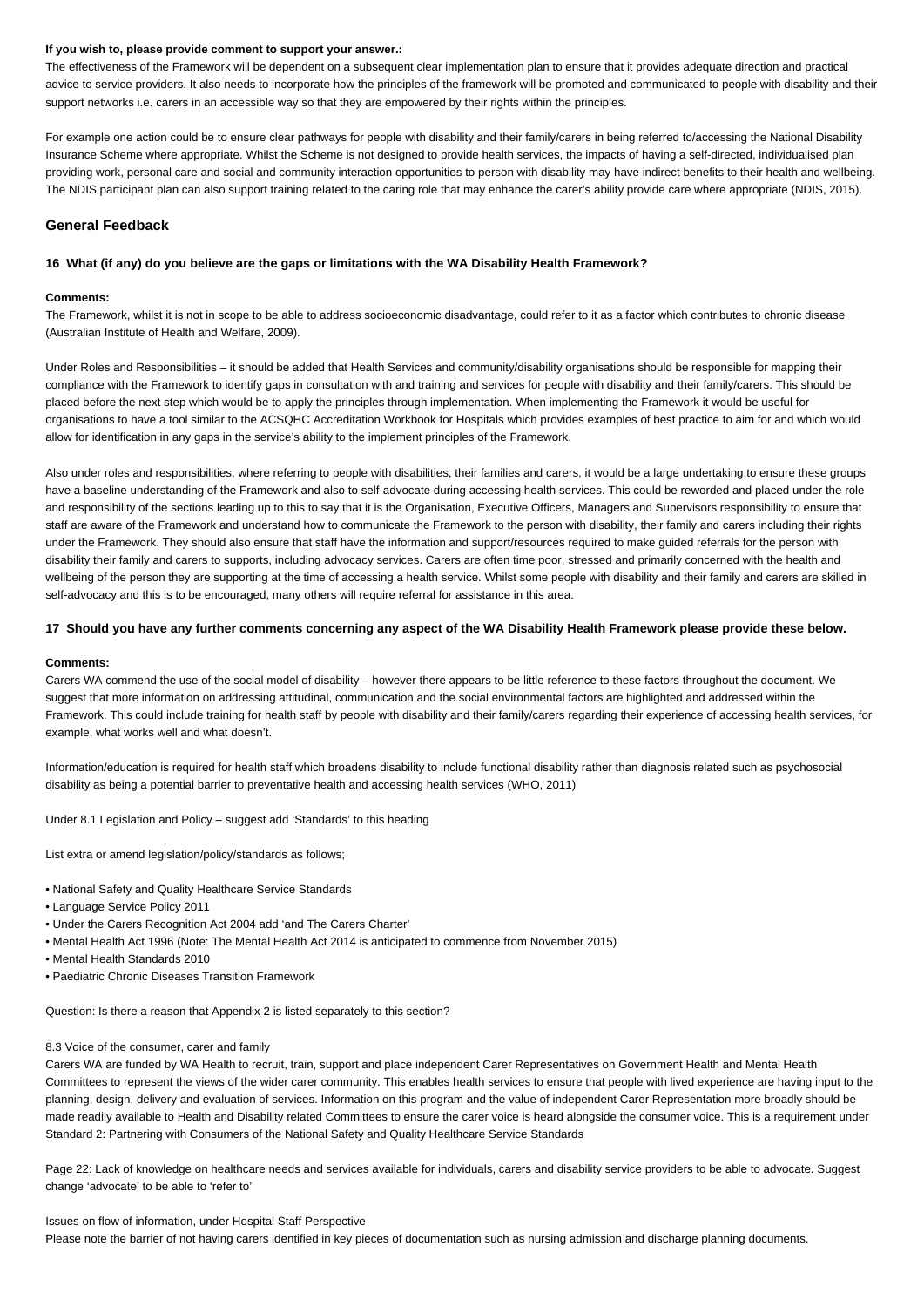**If you wish to, please provide comment to support your answer.:**

The effectiveness of the Framework will be dependent on a subsequent clear implementation plan to ensure that it provides adequate direction and practical advice to service providers. It also needs to incorporate how the principles of the framework will be promoted and communicated to people with disability and their support networks i.e. carers in an accessible way so that they are empowered by their rights within the principles.

For example one action could be to ensure clear pathways for people with disability and their family/carers in being referred to/accessing the National Disability Insurance Scheme where appropriate. Whilst the Scheme is not designed to provide health services, the impacts of having a self-directed, individualised plan providing work, personal care and social and community interaction opportunities to person with disability may have indirect benefits to their health and wellbeing. The NDIS participant plan can also support training related to the caring role that may enhance the carer's ability provide care where appropriate (NDIS, 2015).

## General Feedback

**16 What (if any) do you believe are the gaps or limitations with the WA Disability Health Framework?**

**Comments:**

The Framework, whilst it is not in scope to be able to address socioeconomic disadvantage, could refer to it as a factor which contributes to chronic disease (Australian Institute of Health and Welfare, 2009).

Under Roles and Responsibilities – it should be added that Health Services and community/disability organisations should be responsible for mapping their compliance with the Framework to identify gaps in consultation with and training and services for people with disability and their family/carers. This should be placed before the next step which would be to apply the principles through implementation. When implementing the Framework it would be useful for organisations to have a tool similar to the ACSQHC Accreditation Workbook for Hospitals which provides examples of best practice to aim for and which would allow for identification in any gaps in the service's ability to the implement principles of the Framework.

Also under roles and responsibilities, where referring to people with disabilities, their families and carers, it would be a large undertaking to ensure these groups have a baseline understanding of the Framework and also to self-advocate during accessing health services. This could be reworded and placed under the role and responsibility of the sections leading up to this to say that it is the Organisation, Executive Officers, Managers and Supervisors responsibility to ensure that staff are aware of the Framework and understand how to communicate the Framework to the person with disability, their family and carers including their rights under the Framework. They should also ensure that staff have the information and support/resources required to make guided referrals for the person with disability their family and carers to supports, including advocacy services. Carers are often time poor, stressed and primarily concerned with the health and wellbeing of the person they are supporting at the time of accessing a health service. Whilst some people with disability and their family and carers are skilled in self-advocacy and this is to be encouraged, many others will require referral for assistance in this area.

**17 Should you have any further comments concerning any aspect of the WA Disability Health Framework please provide these below.**

**Comments:**

Carers WA commend the use of the social model of disability – however there appears to be little reference to these factors throughout the document. We suggest that more information on addressing attitudinal, communication and the social environmental factors are highlighted and addressed within the Framework. This could include training for health staff by people with disability and their family/carers regarding their experience of accessing health services, for example, what works well and what doesn't.

Information/education is required for health staff which broadens disability to include functional disability rather than diagnosis related such as psychosocial disability as being a potential barrier to preventative health and accessing health services (WHO, 2011)

Under 8.1 Legislation and Policy – suggest add 'Standards' to this heading

List extra or amend legislation/policy/standards as follows;

- National Safety and Quality Healthcare Service Standards
- Language Service Policy 2011
- Under the Carers Recognition Act 2004 add 'and The Carers Charter'
- Mental Health Act 1996 (Note: The Mental Health Act 2014 is anticipated to commence from November 2015)
- Mental Health Standards 2010
- Paediatric Chronic Diseases Transition Framework

Question: Is there a reason that Appendix 2 is listed separately to this section?

8.3 Voice of the consumer, carer and family

Carers WA are funded by WA Health to recruit, train, support and place independent Carer Representatives on Government Health and Mental Health Committees to represent the views of the wider carer community. This enables health services to ensure that people with lived experience are having input to the planning, design, delivery and evaluation of services. Information on this program and the value of independent Carer Representation more broadly should be made readily available to Health and Disability related Committees to ensure the carer voice is heard alongside the consumer voice. This is a requirement under Standard 2: Partnering with Consumers of the National Safety and Quality Healthcare Service Standards

Page 22: Lack of knowledge on healthcare needs and services available for individuals, carers and disability service providers to be able to advocate. Suggest change 'advocate' to be able to 'refer to'

Issues on flow of information, under Hospital Staff Perspective

Please note the barrier of not having carers identified in key pieces of documentation such as nursing admission and discharge planning documents.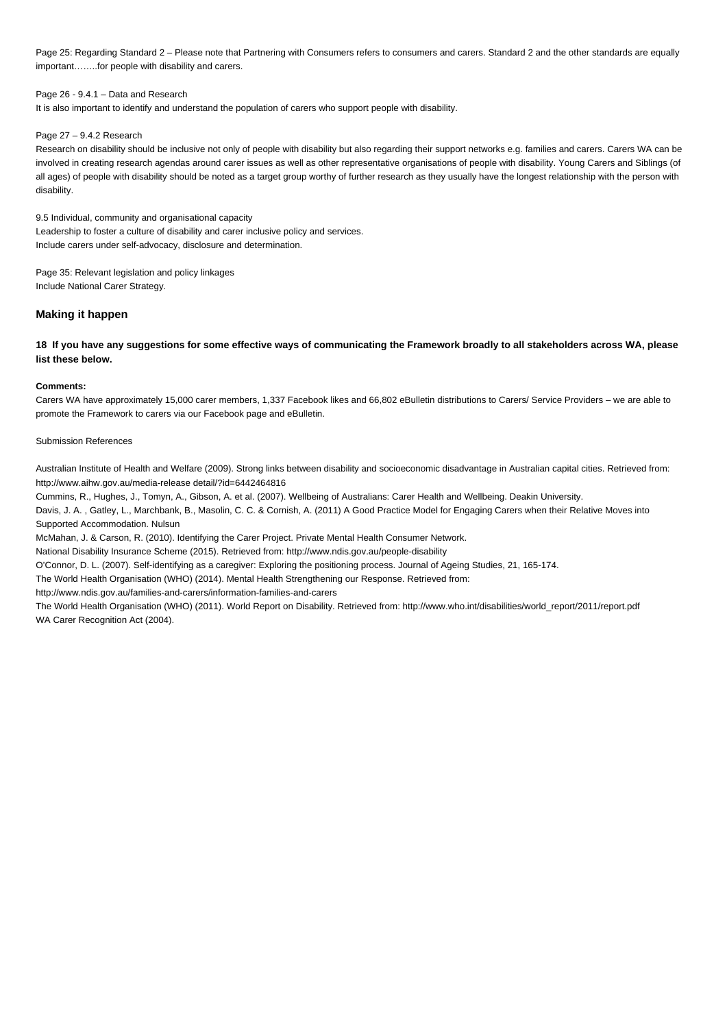Page 25: Regarding Standard 2 – Please note that Partnering with Consumers refers to consumers and carers. Standard 2 and the other standards are equally important……..for people with disability and carers.

Page 26 - 9.4.1 – Data and Research
It is also important to identify and understand the population of carers who support people with disability.

Page 27 – 9.4.2 Research
Research on disability should be inclusive not only of people with disability but also regarding their support networks e.g. families and carers. Carers WA can be involved in creating research agendas around carer issues as well as other representative organisations of people with disability. Young Carers and Siblings (of all ages) of people with disability should be noted as a target group worthy of further research as they usually have the longest relationship with the person with disability.

9.5 Individual, community and organisational capacity
Leadership to foster a culture of disability and carer inclusive policy and services.
Include carers under self-advocacy, disclosure and determination.

Page 35: Relevant legislation and policy linkages
Include National Carer Strategy.

### Making it happen

**18 If you have any suggestions for some effective ways of communicating the Framework broadly to all stakeholders across WA, please list these below.**

**Comments:**
Carers WA have approximately 15,000 carer members, 1,337 Facebook likes and 66,802 eBulletin distributions to Carers/ Service Providers – we are able to promote the Framework to carers via our Facebook page and eBulletin.

Submission References

Australian Institute of Health and Welfare (2009). Strong links between disability and socioeconomic disadvantage in Australian capital cities. Retrieved from: http://www.aihw.gov.au/media-release detail/?id=6442464816

Cummins, R., Hughes, J., Tomyn, A., Gibson, A. et al. (2007). Wellbeing of Australians: Carer Health and Wellbeing. Deakin University.

Davis, J. A. , Gatley, L., Marchbank, B., Masolin, C. C. & Cornish, A. (2011) A Good Practice Model for Engaging Carers when their Relative Moves into Supported Accommodation. Nulsun

McMahan, J. & Carson, R. (2010). Identifying the Carer Project. Private Mental Health Consumer Network.

National Disability Insurance Scheme (2015). Retrieved from: http://www.ndis.gov.au/people-disability

O'Connor, D. L. (2007). Self-identifying as a caregiver: Exploring the positioning process. Journal of Ageing Studies, 21, 165-174.

The World Health Organisation (WHO) (2014). Mental Health Strengthening our Response. Retrieved from:
http://www.ndis.gov.au/families-and-carers/information-families-and-carers

The World Health Organisation (WHO) (2011). World Report on Disability. Retrieved from: http://www.who.int/disabilities/world_report/2011/report.pdf

WA Carer Recognition Act (2004).